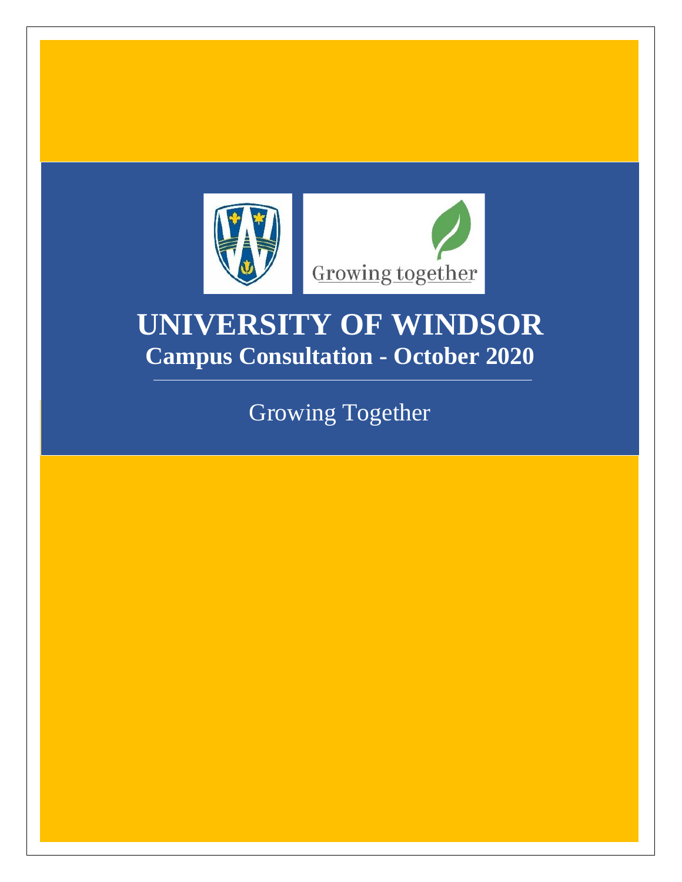Growing together

# UNIVERSITY OF WINDSOR

## Campus Consultation - October 2020

Growing Together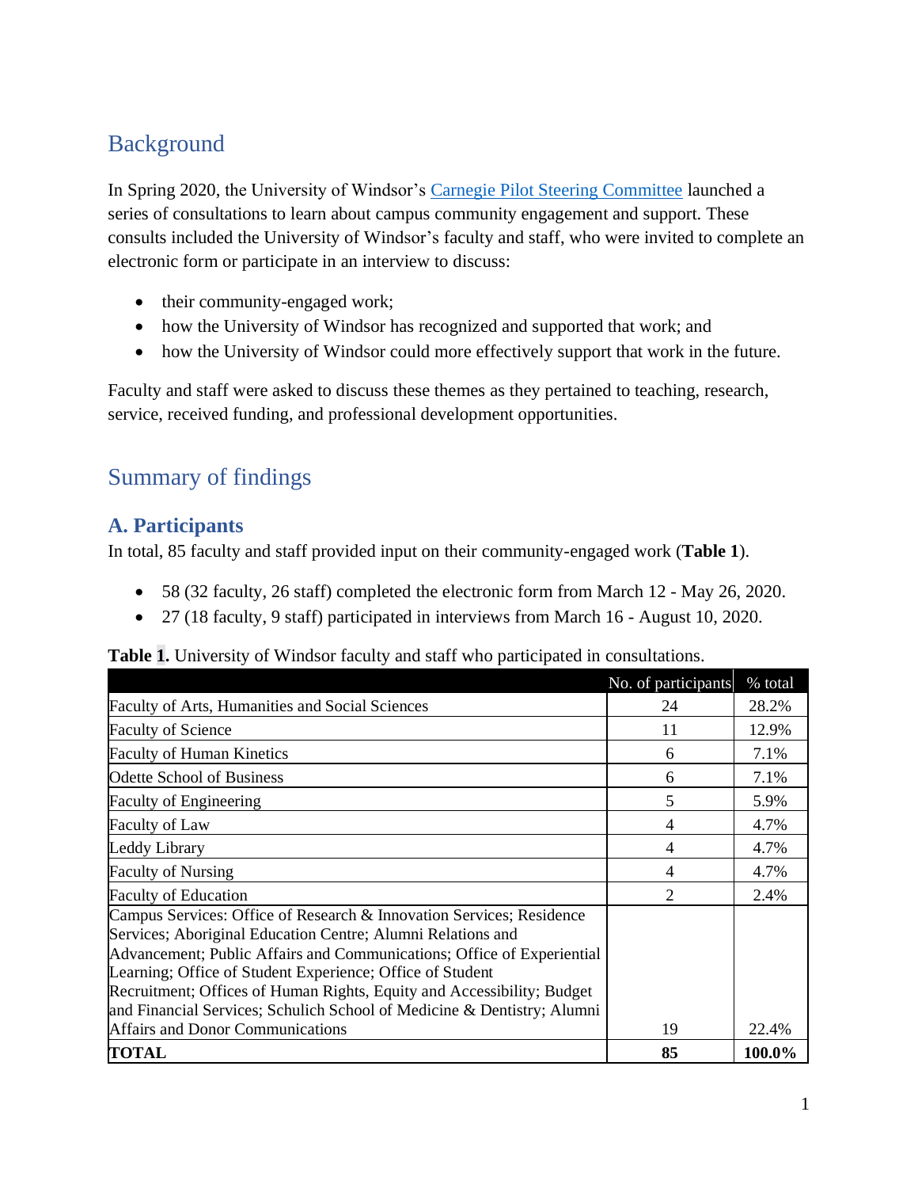## Background

In Spring 2020, the University of Windsor's Carnegie Pilot Steering Committee launched a series of consultations to learn about campus community engagement and support. These consults included the University of Windsor's faculty and staff, who were invited to complete an electronic form or participate in an interview to discuss:

- their community-engaged work;
- how the University of Windsor has recognized and supported that work; and
- how the University of Windsor could more effectively support that work in the future.

Faculty and staff were asked to discuss these themes as they pertained to teaching, research, service, received funding, and professional development opportunities.

## Summary of findings

### A. Participants

In total, 85 faculty and staff provided input on their community-engaged work (**Table 1**).

- 58 (32 faculty, 26 staff) completed the electronic form from March 12 - May 26, 2020.
- 27 (18 faculty, 9 staff) participated in interviews from March 16 - August 10, 2020.

**Table 1.** University of Windsor faculty and staff who participated in consultations.

| | No. of participants | % total |
|---|---|---|
| Faculty of Arts, Humanities and Social Sciences | 24 | 28.2% |
| Faculty of Science | 11 | 12.9% |
| Faculty of Human Kinetics | 6 | 7.1% |
| Odette School of Business | 6 | 7.1% |
| Faculty of Engineering | 5 | 5.9% |
| Faculty of Law | 4 | 4.7% |
| Leddy Library | 4 | 4.7% |
| Faculty of Nursing | 4 | 4.7% |
| Faculty of Education | 2 | 2.4% |
| Campus Services: Office of Research & Innovation Services; Residence Services; Aboriginal Education Centre; Alumni Relations and Advancement; Public Affairs and Communications; Office of Experiential Learning; Office of Student Experience; Office of Student Recruitment; Offices of Human Rights, Equity and Accessibility; Budget and Financial Services; Schulich School of Medicine & Dentistry; Alumni Affairs and Donor Communications | 19 | 22.4% |
| **TOTAL** | **85** | **100.0%** |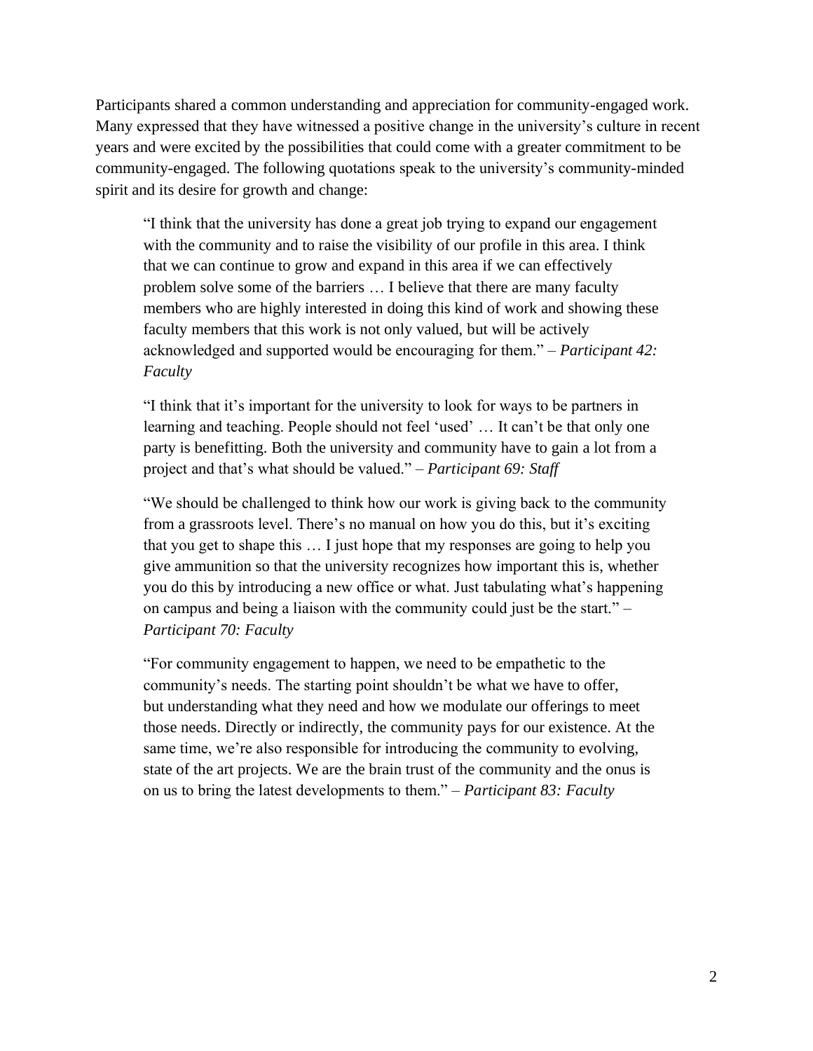Participants shared a common understanding and appreciation for community-engaged work. Many expressed that they have witnessed a positive change in the university's culture in recent years and were excited by the possibilities that could come with a greater commitment to be community-engaged. The following quotations speak to the university's community-minded spirit and its desire for growth and change:

> "I think that the university has done a great job trying to expand our engagement with the community and to raise the visibility of our profile in this area. I think that we can continue to grow and expand in this area if we can effectively problem solve some of the barriers … I believe that there are many faculty members who are highly interested in doing this kind of work and showing these faculty members that this work is not only valued, but will be actively acknowledged and supported would be encouraging for them." – *Participant 42: Faculty*

> "I think that it's important for the university to look for ways to be partners in learning and teaching. People should not feel 'used' … It can't be that only one party is benefitting. Both the university and community have to gain a lot from a project and that's what should be valued." – *Participant 69: Staff*

> "We should be challenged to think how our work is giving back to the community from a grassroots level. There's no manual on how you do this, but it's exciting that you get to shape this … I just hope that my responses are going to help you give ammunition so that the university recognizes how important this is, whether you do this by introducing a new office or what. Just tabulating what's happening on campus and being a liaison with the community could just be the start." – *Participant 70: Faculty*

> "For community engagement to happen, we need to be empathetic to the community's needs. The starting point shouldn't be what we have to offer, but understanding what they need and how we modulate our offerings to meet those needs. Directly or indirectly, the community pays for our existence. At the same time, we're also responsible for introducing the community to evolving, state of the art projects. We are the brain trust of the community and the onus is on us to bring the latest developments to them." – *Participant 83: Faculty*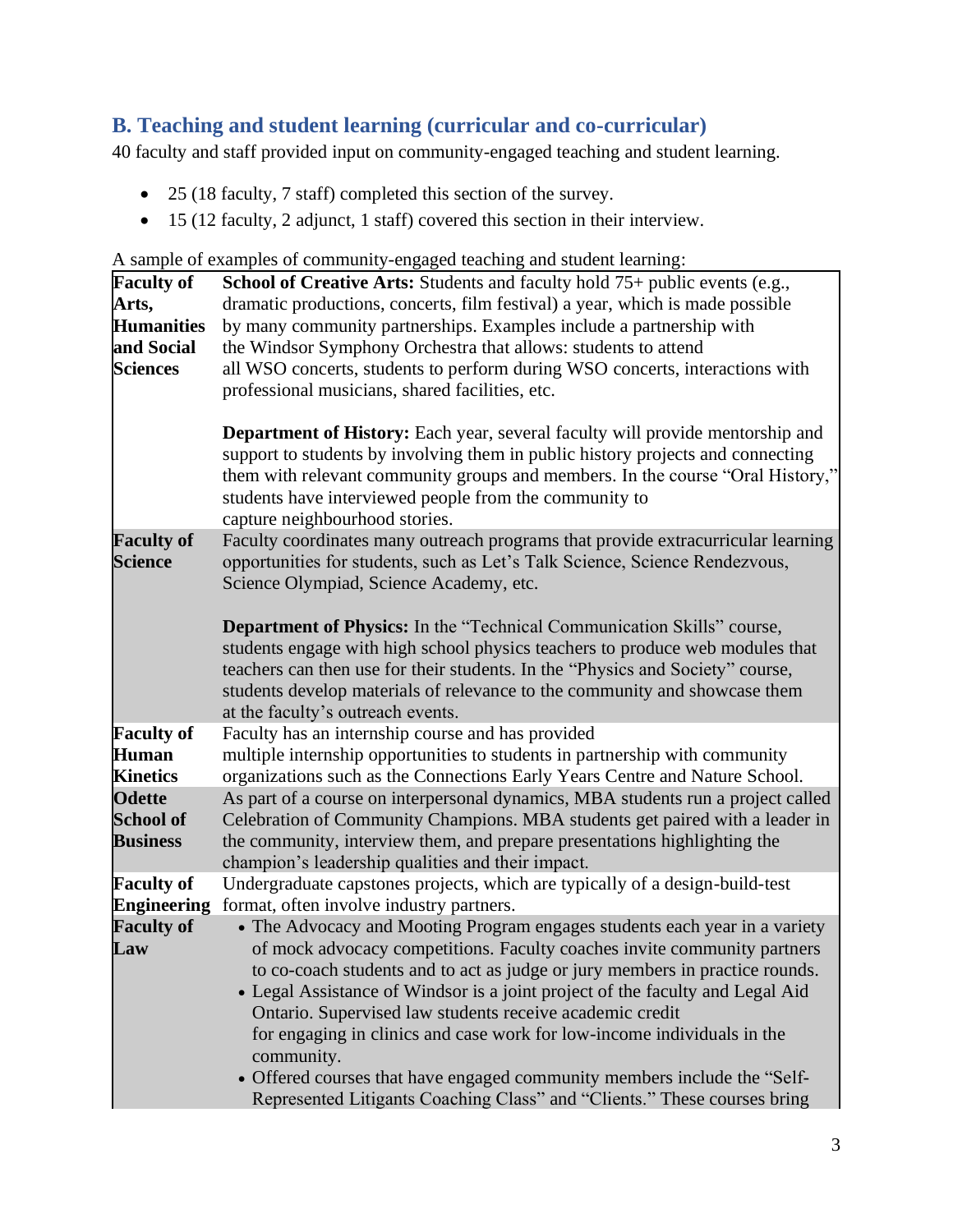## B. Teaching and student learning (curricular and co-curricular)

40 faculty and staff provided input on community-engaged teaching and student learning.

- 25 (18 faculty, 7 staff) completed this section of the survey.
- 15 (12 faculty, 2 adjunct, 1 staff) covered this section in their interview.

A sample of examples of community-engaged teaching and student learning:

| | |
|---|---|
| **Faculty of Arts, Humanities and Social Sciences** | **School of Creative Arts:** Students and faculty hold 75+ public events (e.g., dramatic productions, concerts, film festival) a year, which is made possible by many community partnerships. Examples include a partnership with the Windsor Symphony Orchestra that allows: students to attend all WSO concerts, students to perform during WSO concerts, interactions with professional musicians, shared facilities, etc.<br><br>**Department of History:** Each year, several faculty will provide mentorship and support to students by involving them in public history projects and connecting them with relevant community groups and members. In the course "Oral History," students have interviewed people from the community to capture neighbourhood stories. |
| **Faculty of Science** | Faculty coordinates many outreach programs that provide extracurricular learning opportunities for students, such as Let's Talk Science, Science Rendezvous, Science Olympiad, Science Academy, etc.<br><br>**Department of Physics:** In the "Technical Communication Skills" course, students engage with high school physics teachers to produce web modules that teachers can then use for their students. In the "Physics and Society" course, students develop materials of relevance to the community and showcase them at the faculty's outreach events. |
| **Faculty of Human Kinetics** | Faculty has an internship course and has provided multiple internship opportunities to students in partnership with community organizations such as the Connections Early Years Centre and Nature School. |
| **Odette School of Business** | As part of a course on interpersonal dynamics, MBA students run a project called Celebration of Community Champions. MBA students get paired with a leader in the community, interview them, and prepare presentations highlighting the champion's leadership qualities and their impact. |
| **Faculty of Engineering** | Undergraduate capstones projects, which are typically of a design-build-test format, often involve industry partners. |
| **Faculty of Law** | • The Advocacy and Mooting Program engages students each year in a variety of mock advocacy competitions. Faculty coaches invite community partners to co-coach students and to act as judge or jury members in practice rounds.<br>• Legal Assistance of Windsor is a joint project of the faculty and Legal Aid Ontario. Supervised law students receive academic credit for engaging in clinics and case work for low-income individuals in the community.<br>• Offered courses that have engaged community members include the "Self-Represented Litigants Coaching Class" and "Clients." These courses bring |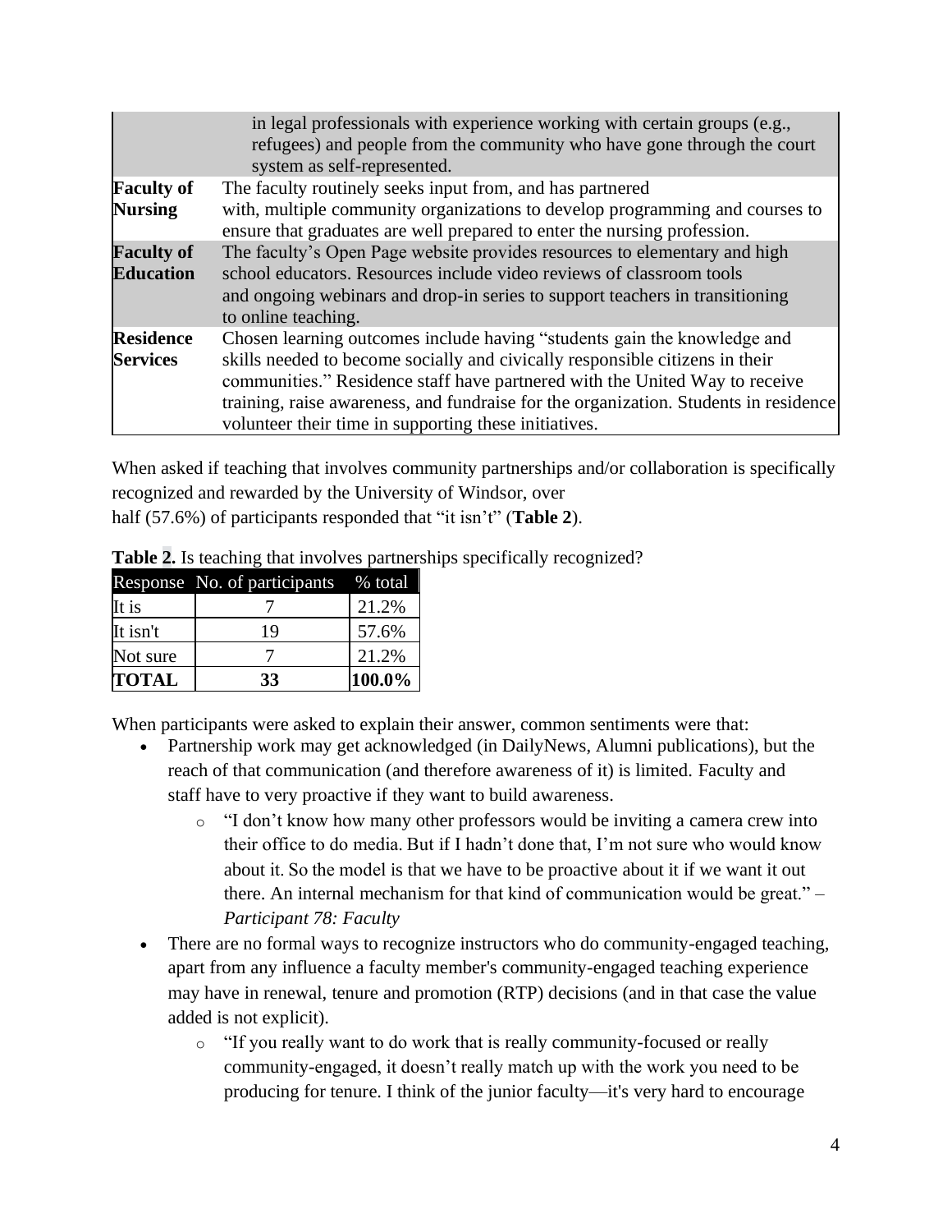| | |
|---|---|
| | in legal professionals with experience working with certain groups (e.g., refugees) and people from the community who have gone through the court system as self-represented. |
| **Faculty of Nursing** | The faculty routinely seeks input from, and has partnered with, multiple community organizations to develop programming and courses to ensure that graduates are well prepared to enter the nursing profession. |
| **Faculty of Education** | The faculty's Open Page website provides resources to elementary and high school educators. Resources include video reviews of classroom tools and ongoing webinars and drop-in series to support teachers in transitioning to online teaching. |
| **Residence Services** | Chosen learning outcomes include having "students gain the knowledge and skills needed to become socially and civically responsible citizens in their communities." Residence staff have partnered with the United Way to receive training, raise awareness, and fundraise for the organization. Students in residence volunteer their time in supporting these initiatives. |

When asked if teaching that involves community partnerships and/or collaboration is specifically recognized and rewarded by the University of Windsor, over half (57.6%) of participants responded that "it isn't" (**Table 2**).

**Table 2.** Is teaching that involves partnerships specifically recognized?

| Response | No. of participants | % total |
|---|---|---|
| It is | 7 | 21.2% |
| It isn't | 19 | 57.6% |
| Not sure | 7 | 21.2% |
| **TOTAL** | **33** | **100.0%** |

When participants were asked to explain their answer, common sentiments were that:

- Partnership work may get acknowledged (in DailyNews, Alumni publications), but the reach of that communication (and therefore awareness of it) is limited. Faculty and staff have to very proactive if they want to build awareness.
  - "I don't know how many other professors would be inviting a camera crew into their office to do media. But if I hadn't done that, I'm not sure who would know about it. So the model is that we have to be proactive about it if we want it out there. An internal mechanism for that kind of communication would be great." – *Participant 78: Faculty*
- There are no formal ways to recognize instructors who do community-engaged teaching, apart from any influence a faculty member's community-engaged teaching experience may have in renewal, tenure and promotion (RTP) decisions (and in that case the value added is not explicit).
  - "If you really want to do work that is really community-focused or really community-engaged, it doesn't really match up with the work you need to be producing for tenure. I think of the junior faculty—it's very hard to encourage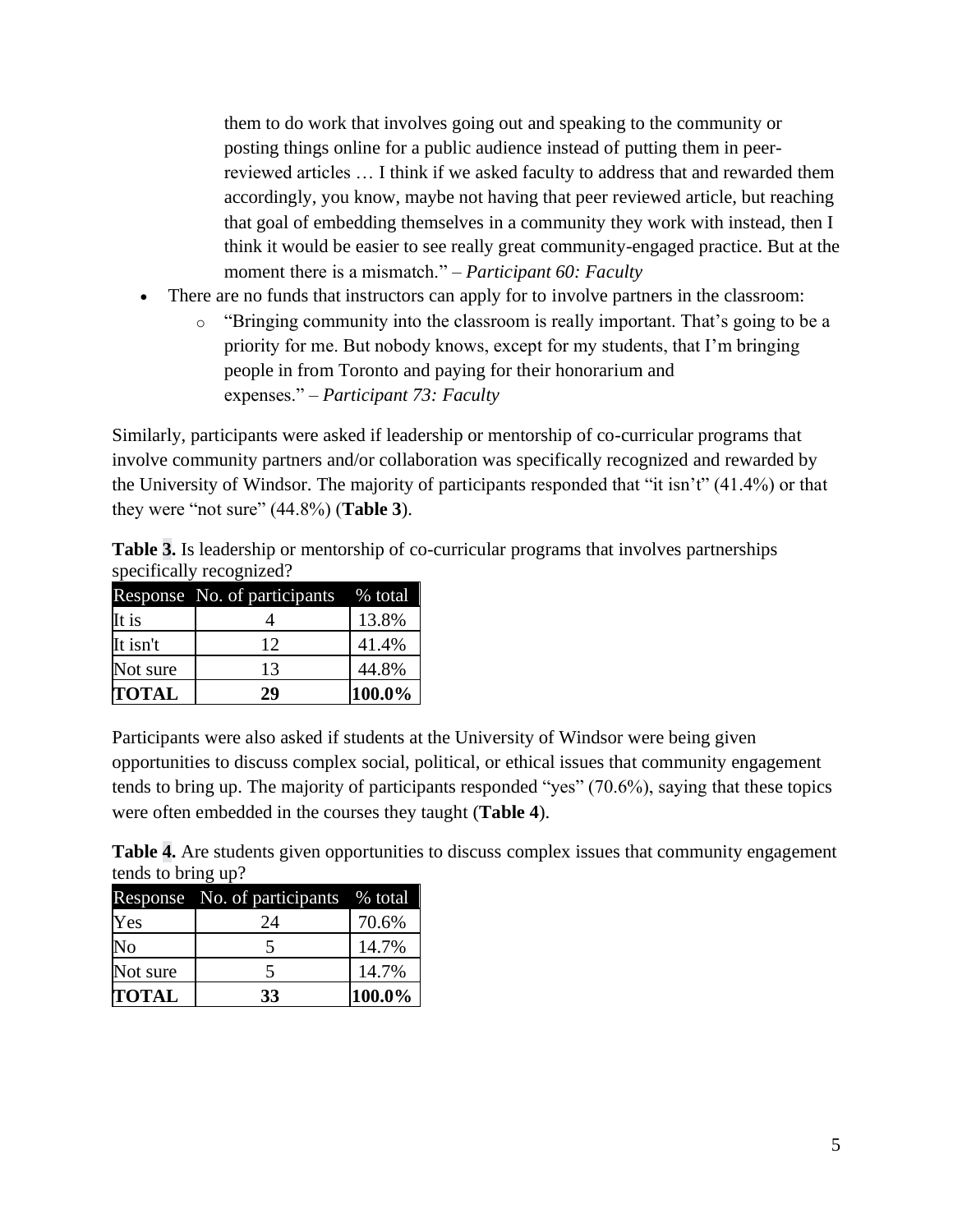them to do work that involves going out and speaking to the community or posting things online for a public audience instead of putting them in peer-reviewed articles … I think if we asked faculty to address that and rewarded them accordingly, you know, maybe not having that peer reviewed article, but reaching that goal of embedding themselves in a community they work with instead, then I think it would be easier to see really great community-engaged practice. But at the moment there is a mismatch." – *Participant 60: Faculty*

- There are no funds that instructors can apply for to involve partners in the classroom:
  - "Bringing community into the classroom is really important. That's going to be a priority for me. But nobody knows, except for my students, that I'm bringing people in from Toronto and paying for their honorarium and expenses." – *Participant 73: Faculty*

Similarly, participants were asked if leadership or mentorship of co-curricular programs that involve community partners and/or collaboration was specifically recognized and rewarded by the University of Windsor. The majority of participants responded that "it isn't" (41.4%) or that they were "not sure" (44.8%) (**Table 3**).

**Table 3.** Is leadership or mentorship of co-curricular programs that involves partnerships specifically recognized?

| Response | No. of participants | % total |
|---|---|---|
| It is | 4 | 13.8% |
| It isn't | 12 | 41.4% |
| Not sure | 13 | 44.8% |
| **TOTAL** | **29** | **100.0%** |

Participants were also asked if students at the University of Windsor were being given opportunities to discuss complex social, political, or ethical issues that community engagement tends to bring up. The majority of participants responded "yes" (70.6%), saying that these topics were often embedded in the courses they taught (**Table 4**).

**Table 4.** Are students given opportunities to discuss complex issues that community engagement tends to bring up?

| Response | No. of participants | % total |
|---|---|---|
| Yes | 24 | 70.6% |
| No | 5 | 14.7% |
| Not sure | 5 | 14.7% |
| **TOTAL** | **33** | **100.0%** |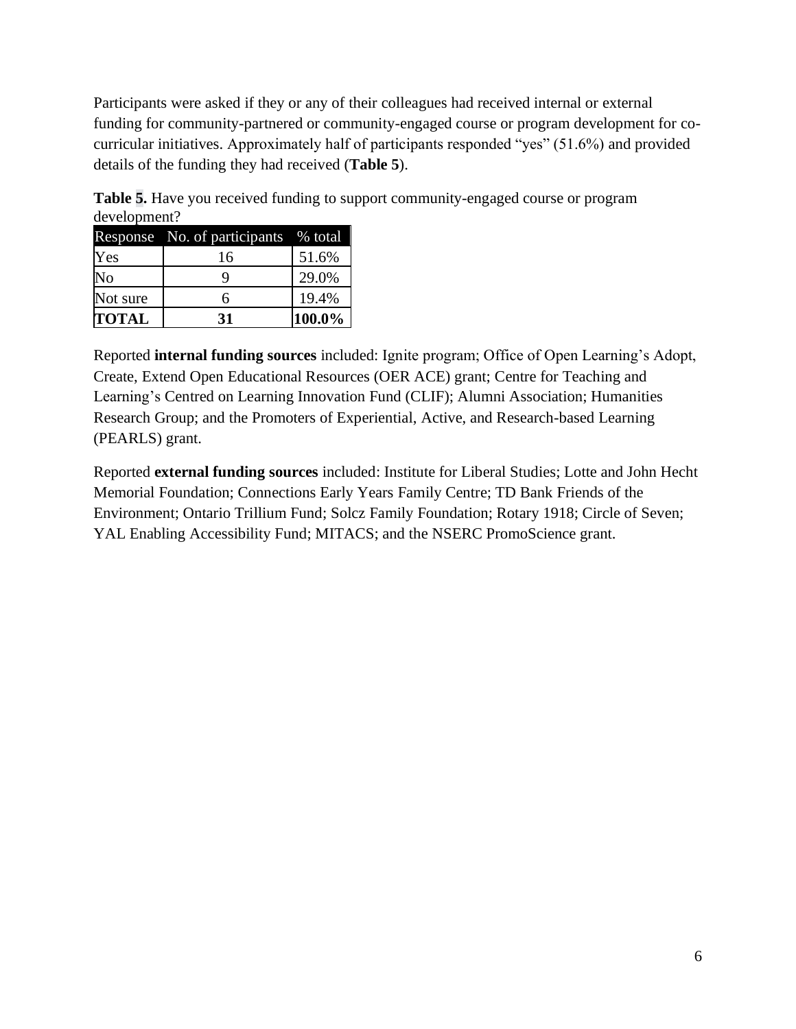Participants were asked if they or any of their colleagues had received internal or external funding for community-partnered or community-engaged course or program development for co-curricular initiatives. Approximately half of participants responded "yes" (51.6%) and provided details of the funding they had received (**Table 5**).

**Table 5.** Have you received funding to support community-engaged course or program development?

| Response | No. of participants | % total |
|---|---|---|
| Yes | 16 | 51.6% |
| No | 9 | 29.0% |
| Not sure | 6 | 19.4% |
| **TOTAL** | **31** | **100.0%** |

Reported **internal funding sources** included: Ignite program; Office of Open Learning's Adopt, Create, Extend Open Educational Resources (OER ACE) grant; Centre for Teaching and Learning's Centred on Learning Innovation Fund (CLIF); Alumni Association; Humanities Research Group; and the Promoters of Experiential, Active, and Research-based Learning (PEARLS) grant.

Reported **external funding sources** included: Institute for Liberal Studies; Lotte and John Hecht Memorial Foundation; Connections Early Years Family Centre; TD Bank Friends of the Environment; Ontario Trillium Fund; Solcz Family Foundation; Rotary 1918; Circle of Seven; YAL Enabling Accessibility Fund; MITACS; and the NSERC PromoScience grant.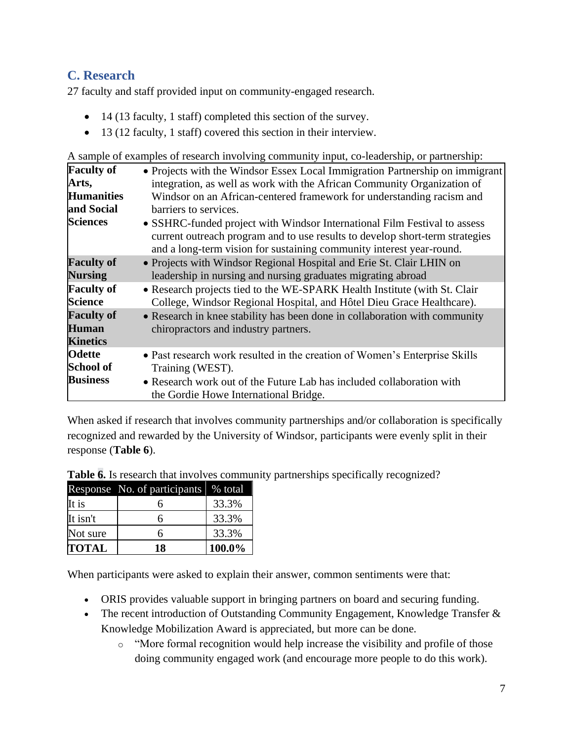## C. Research

27 faculty and staff provided input on community-engaged research.

- 14 (13 faculty, 1 staff) completed this section of the survey.
- 13 (12 faculty, 1 staff) covered this section in their interview.

A sample of examples of research involving community input, co-leadership, or partnership:

| | |
|---|---|
| **Faculty of Arts, Humanities and Social Sciences** | • Projects with the Windsor Essex Local Immigration Partnership on immigrant integration, as well as work with the African Community Organization of Windsor on an African-centered framework for understanding racism and barriers to services.<br>• SSHRC-funded project with Windsor International Film Festival to assess current outreach program and to use results to develop short-term strategies and a long-term vision for sustaining community interest year-round. |
| **Faculty of Nursing** | • Projects with Windsor Regional Hospital and Erie St. Clair LHIN on leadership in nursing and nursing graduates migrating abroad |
| **Faculty of Science** | • Research projects tied to the WE-SPARK Health Institute (with St. Clair College, Windsor Regional Hospital, and Hôtel Dieu Grace Healthcare). |
| **Faculty of Human Kinetics** | • Research in knee stability has been done in collaboration with community chiropractors and industry partners. |
| **Odette School of Business** | • Past research work resulted in the creation of Women's Enterprise Skills Training (WEST).<br>• Research work out of the Future Lab has included collaboration with the Gordie Howe International Bridge. |

When asked if research that involves community partnerships and/or collaboration is specifically recognized and rewarded by the University of Windsor, participants were evenly split in their response (**Table 6**).

**Table 6.** Is research that involves community partnerships specifically recognized?

| Response | No. of participants | % total |
|---|---|---|
| It is | 6 | 33.3% |
| It isn't | 6 | 33.3% |
| Not sure | 6 | 33.3% |
| **TOTAL** | **18** | **100.0%** |

When participants were asked to explain their answer, common sentiments were that:

- ORIS provides valuable support in bringing partners on board and securing funding.
- The recent introduction of Outstanding Community Engagement, Knowledge Transfer & Knowledge Mobilization Award is appreciated, but more can be done.
  - "More formal recognition would help increase the visibility and profile of those doing community engaged work (and encourage more people to do this work).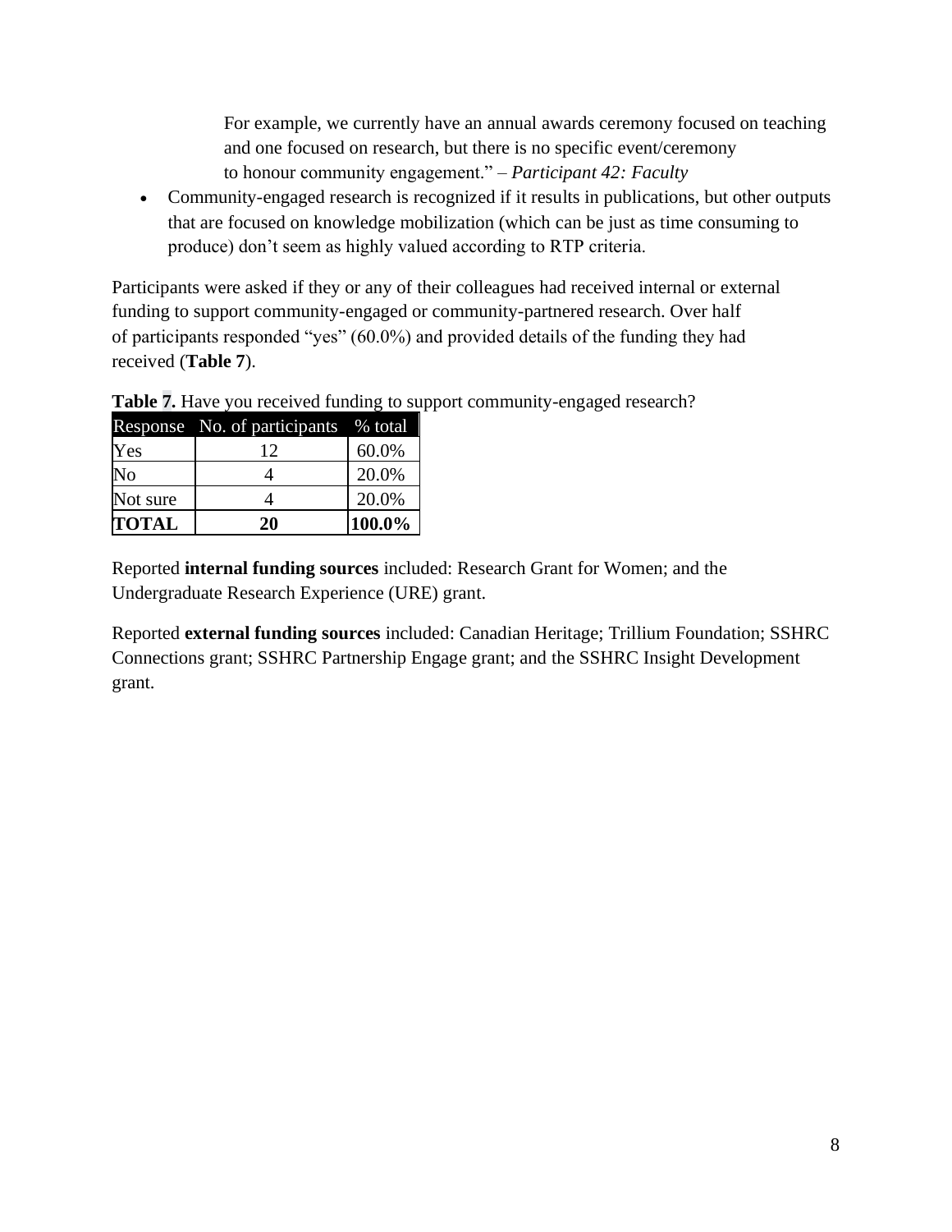For example, we currently have an annual awards ceremony focused on teaching and one focused on research, but there is no specific event/ceremony to honour community engagement." – *Participant 42: Faculty*

- Community-engaged research is recognized if it results in publications, but other outputs that are focused on knowledge mobilization (which can be just as time consuming to produce) don't seem as highly valued according to RTP criteria.

Participants were asked if they or any of their colleagues had received internal or external funding to support community-engaged or community-partnered research. Over half of participants responded "yes" (60.0%) and provided details of the funding they had received (**Table 7**).

**Table 7.** Have you received funding to support community-engaged research?

| Response | No. of participants | % total |
|---|---|---|
| Yes | 12 | 60.0% |
| No | 4 | 20.0% |
| Not sure | 4 | 20.0% |
| **TOTAL** | **20** | **100.0%** |

Reported **internal funding sources** included: Research Grant for Women; and the Undergraduate Research Experience (URE) grant.

Reported **external funding sources** included: Canadian Heritage; Trillium Foundation; SSHRC Connections grant; SSHRC Partnership Engage grant; and the SSHRC Insight Development grant.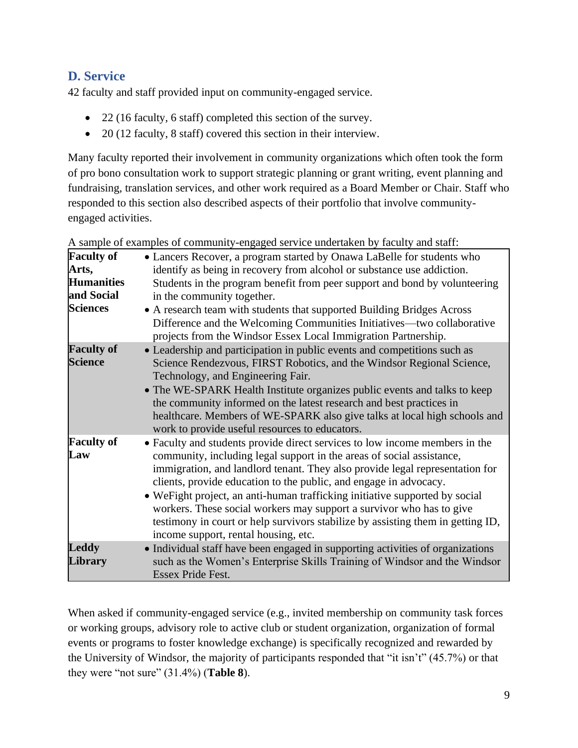## D. Service

42 faculty and staff provided input on community-engaged service.

- 22 (16 faculty, 6 staff) completed this section of the survey.
- 20 (12 faculty, 8 staff) covered this section in their interview.

Many faculty reported their involvement in community organizations which often took the form of pro bono consultation work to support strategic planning or grant writing, event planning and fundraising, translation services, and other work required as a Board Member or Chair. Staff who responded to this section also described aspects of their portfolio that involve community-engaged activities.

A sample of examples of community-engaged service undertaken by faculty and staff:

| | |
|---|---|
| **Faculty of Arts, Humanities and Social Sciences** | • Lancers Recover, a program started by Onawa LaBelle for students who identify as being in recovery from alcohol or substance use addiction. Students in the program benefit from peer support and bond by volunteering in the community together.<br>• A research team with students that supported Building Bridges Across Difference and the Welcoming Communities Initiatives—two collaborative projects from the Windsor Essex Local Immigration Partnership. |
| **Faculty of Science** | • Leadership and participation in public events and competitions such as Science Rendezvous, FIRST Robotics, and the Windsor Regional Science, Technology, and Engineering Fair.<br>• The WE-SPARK Health Institute organizes public events and talks to keep the community informed on the latest research and best practices in healthcare. Members of WE-SPARK also give talks at local high schools and work to provide useful resources to educators. |
| **Faculty of Law** | • Faculty and students provide direct services to low income members in the community, including legal support in the areas of social assistance, immigration, and landlord tenant. They also provide legal representation for clients, provide education to the public, and engage in advocacy.<br>• WeFight project, an anti-human trafficking initiative supported by social workers. These social workers may support a survivor who has to give testimony in court or help survivors stabilize by assisting them in getting ID, income support, rental housing, etc. |
| **Leddy Library** | • Individual staff have been engaged in supporting activities of organizations such as the Women's Enterprise Skills Training of Windsor and the Windsor Essex Pride Fest. |

When asked if community-engaged service (e.g., invited membership on community task forces or working groups, advisory role to active club or student organization, organization of formal events or programs to foster knowledge exchange) is specifically recognized and rewarded by the University of Windsor, the majority of participants responded that "it isn't" (45.7%) or that they were "not sure" (31.4%) (**Table 8**).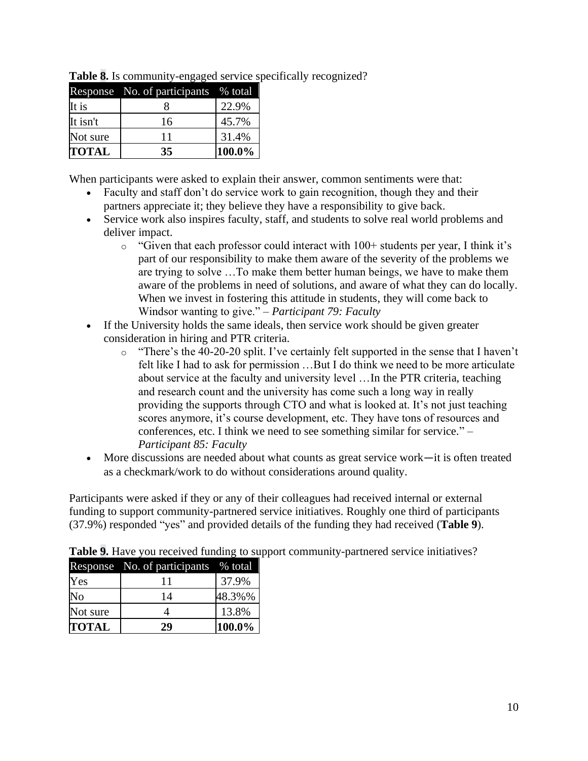**Table 8.** Is community-engaged service specifically recognized?

| Response | No. of participants | % total |
|---|---|---|
| It is | 8 | 22.9% |
| It isn't | 16 | 45.7% |
| Not sure | 11 | 31.4% |
| **TOTAL** | **35** | **100.0%** |

When participants were asked to explain their answer, common sentiments were that:

- Faculty and staff don't do service work to gain recognition, though they and their partners appreciate it; they believe they have a responsibility to give back.
- Service work also inspires faculty, staff, and students to solve real world problems and deliver impact.
  - "Given that each professor could interact with 100+ students per year, I think it's part of our responsibility to make them aware of the severity of the problems we are trying to solve …To make them better human beings, we have to make them aware of the problems in need of solutions, and aware of what they can do locally. When we invest in fostering this attitude in students, they will come back to Windsor wanting to give." – *Participant 79: Faculty*
- If the University holds the same ideals, then service work should be given greater consideration in hiring and PTR criteria.
  - "There's the 40-20-20 split. I've certainly felt supported in the sense that I haven't felt like I had to ask for permission …But I do think we need to be more articulate about service at the faculty and university level …In the PTR criteria, teaching and research count and the university has come such a long way in really providing the supports through CTO and what is looked at. It's not just teaching scores anymore, it's course development, etc. They have tons of resources and conferences, etc. I think we need to see something similar for service." – *Participant 85: Faculty*
- More discussions are needed about what counts as great service work—it is often treated as a checkmark/work to do without considerations around quality.

Participants were asked if they or any of their colleagues had received internal or external funding to support community-partnered service initiatives. Roughly one third of participants (37.9%) responded "yes" and provided details of the funding they had received (**Table 9**).

**Table 9.** Have you received funding to support community-partnered service initiatives?

| Response | No. of participants | % total |
|---|---|---|
| Yes | 11 | 37.9% |
| No | 14 | 48.3%% |
| Not sure | 4 | 13.8% |
| **TOTAL** | **29** | **100.0%** |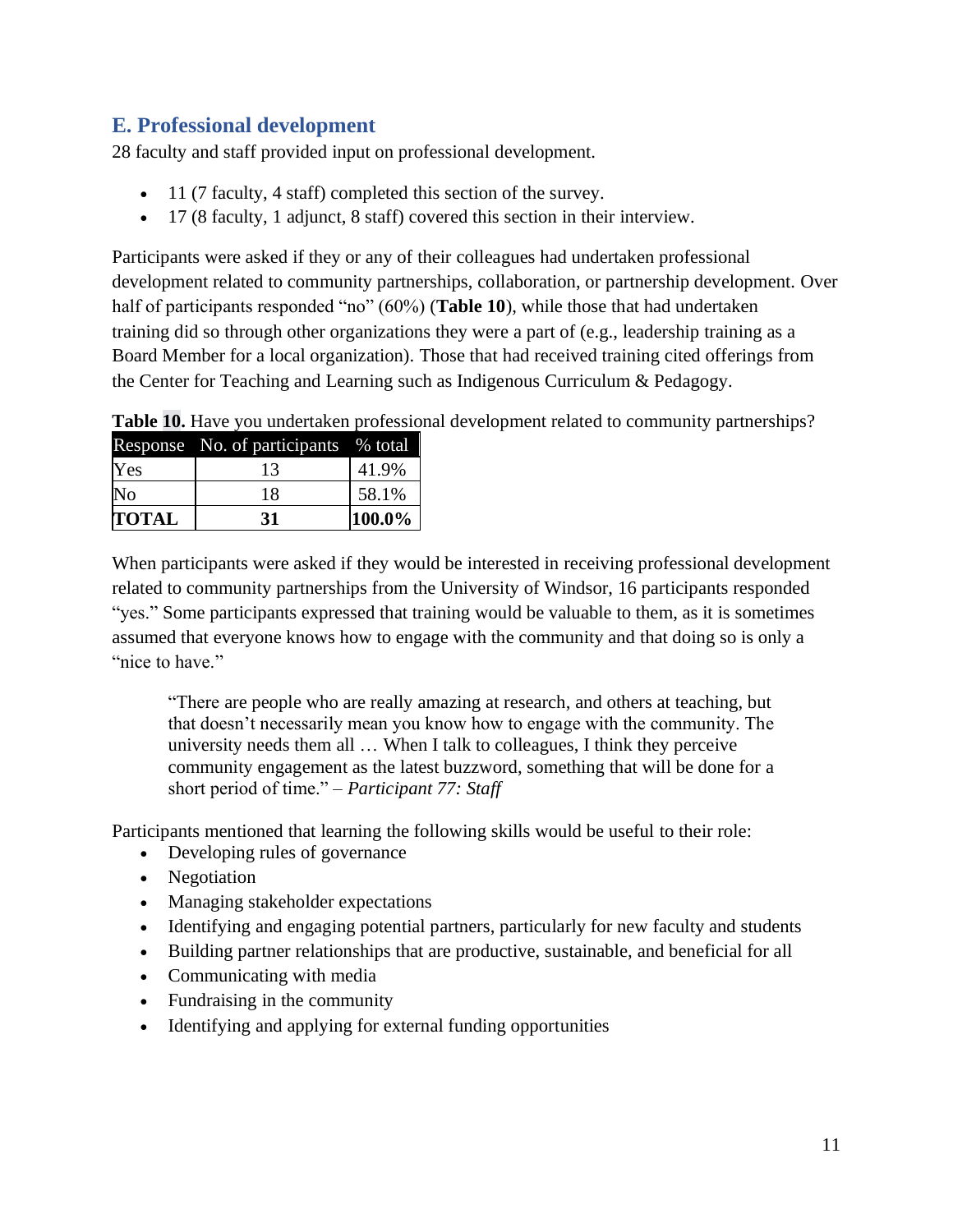## E. Professional development

28 faculty and staff provided input on professional development.

- 11 (7 faculty, 4 staff) completed this section of the survey.
- 17 (8 faculty, 1 adjunct, 8 staff) covered this section in their interview.

Participants were asked if they or any of their colleagues had undertaken professional development related to community partnerships, collaboration, or partnership development. Over half of participants responded "no" (60%) (**Table 10**), while those that had undertaken training did so through other organizations they were a part of (e.g., leadership training as a Board Member for a local organization). Those that had received training cited offerings from the Center for Teaching and Learning such as Indigenous Curriculum & Pedagogy.

**Table 10.** Have you undertaken professional development related to community partnerships?

| Response | No. of participants | % total |
|---|---|---|
| Yes | 13 | 41.9% |
| No | 18 | 58.1% |
| **TOTAL** | **31** | **100.0%** |

When participants were asked if they would be interested in receiving professional development related to community partnerships from the University of Windsor, 16 participants responded "yes." Some participants expressed that training would be valuable to them, as it is sometimes assumed that everyone knows how to engage with the community and that doing so is only a "nice to have."

> "There are people who are really amazing at research, and others at teaching, but that doesn't necessarily mean you know how to engage with the community. The university needs them all … When I talk to colleagues, I think they perceive community engagement as the latest buzzword, something that will be done for a short period of time." – *Participant 77: Staff*

Participants mentioned that learning the following skills would be useful to their role:

- Developing rules of governance
- Negotiation
- Managing stakeholder expectations
- Identifying and engaging potential partners, particularly for new faculty and students
- Building partner relationships that are productive, sustainable, and beneficial for all
- Communicating with media
- Fundraising in the community
- Identifying and applying for external funding opportunities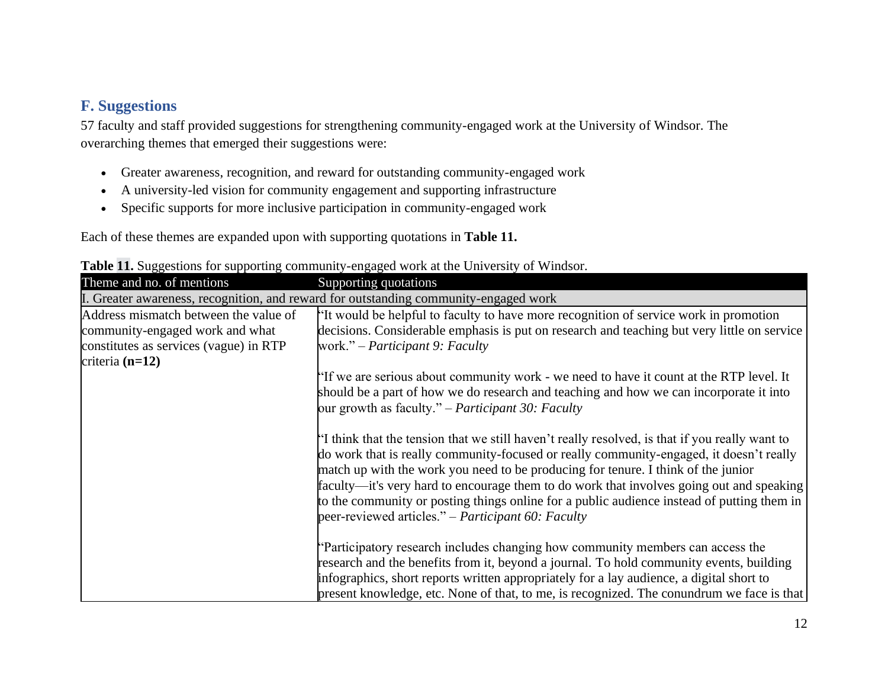## F. Suggestions

57 faculty and staff provided suggestions for strengthening community-engaged work at the University of Windsor. The overarching themes that emerged their suggestions were:

- Greater awareness, recognition, and reward for outstanding community-engaged work
- A university-led vision for community engagement and supporting infrastructure
- Specific supports for more inclusive participation in community-engaged work

Each of these themes are expanded upon with supporting quotations in **Table 11.**

**Table 11.** Suggestions for supporting community-engaged work at the University of Windsor.

| Theme and no. of mentions | Supporting quotations |
|---|---|
| I. Greater awareness, recognition, and reward for outstanding community-engaged work | |
| Address mismatch between the value of community-engaged work and what constitutes as services (vague) in RTP criteria **(n=12)** | "It would be helpful to faculty to have more recognition of service work in promotion decisions. Considerable emphasis is put on research and teaching but very little on service work." – *Participant 9: Faculty* |
| | "If we are serious about community work - we need to have it count at the RTP level. It should be a part of how we do research and teaching and how we can incorporate it into our growth as faculty." – *Participant 30: Faculty* |
| | "I think that the tension that we still haven't really resolved, is that if you really want to do work that is really community-focused or really community-engaged, it doesn't really match up with the work you need to be producing for tenure. I think of the junior faculty—it's very hard to encourage them to do work that involves going out and speaking to the community or posting things online for a public audience instead of putting them in peer-reviewed articles." – *Participant 60: Faculty* |
| | "Participatory research includes changing how community members can access the research and the benefits from it, beyond a journal. To hold community events, building infographics, short reports written appropriately for a lay audience, a digital short to present knowledge, etc. None of that, to me, is recognized. The conundrum we face is that |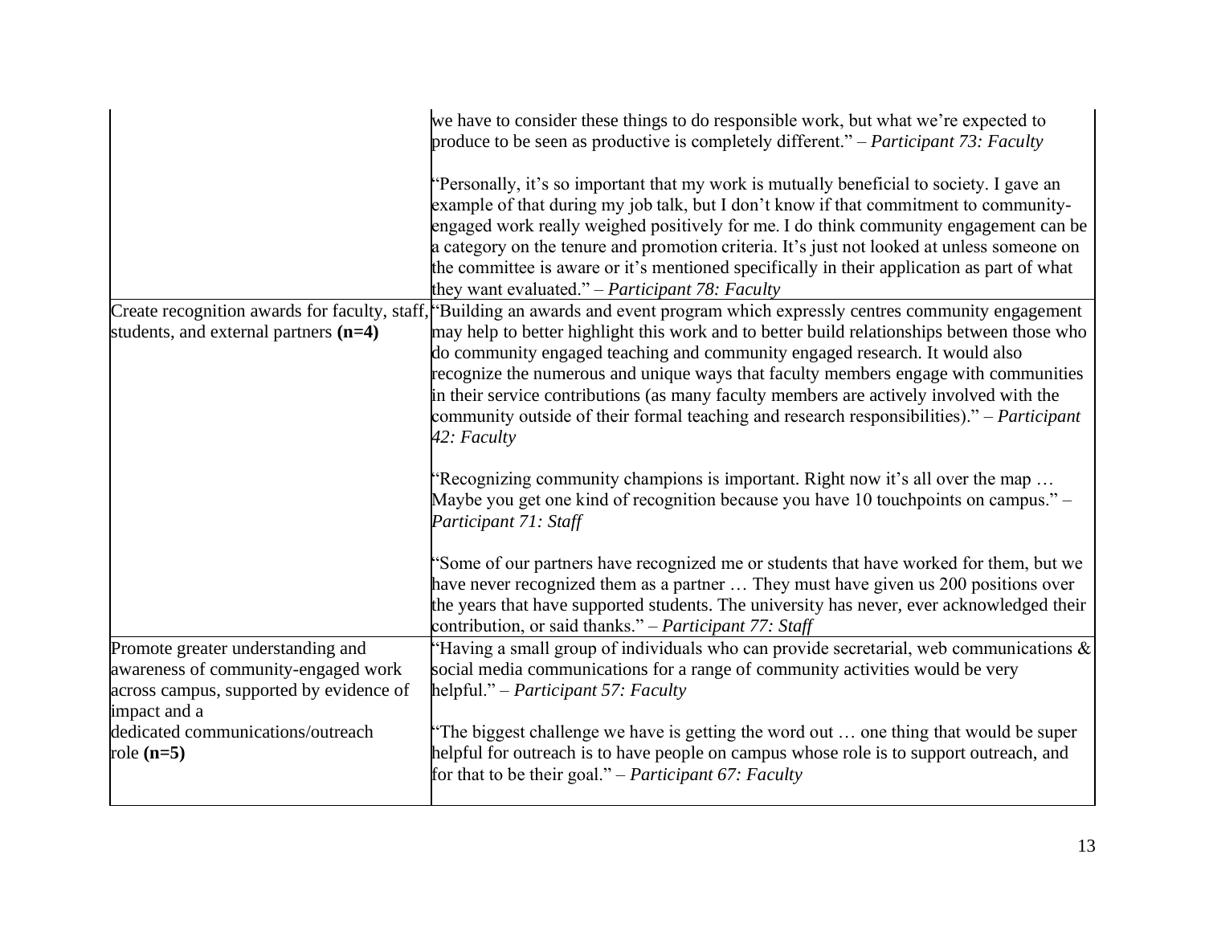| | |
|---|---|
| | we have to consider these things to do responsible work, but what we're expected to produce to be seen as productive is completely different." – *Participant 73: Faculty*<br><br>"Personally, it's so important that my work is mutually beneficial to society. I gave an example of that during my job talk, but I don't know if that commitment to community-engaged work really weighed positively for me. I do think community engagement can be a category on the tenure and promotion criteria. It's just not looked at unless someone on the committee is aware or it's mentioned specifically in their application as part of what they want evaluated." – *Participant 78: Faculty* |
| Create recognition awards for faculty, staff, students, and external partners **(n=4)** | "Building an awards and event program which expressly centres community engagement may help to better highlight this work and to better build relationships between those who do community engaged teaching and community engaged research. It would also recognize the numerous and unique ways that faculty members engage with communities in their service contributions (as many faculty members are actively involved with the community outside of their formal teaching and research responsibilities)." – *Participant 42: Faculty*<br><br>"Recognizing community champions is important. Right now it's all over the map … Maybe you get one kind of recognition because you have 10 touchpoints on campus." – *Participant 71: Staff*<br><br>"Some of our partners have recognized me or students that have worked for them, but we have never recognized them as a partner … They must have given us 200 positions over the years that have supported students. The university has never, ever acknowledged their contribution, or said thanks." – *Participant 77: Staff* |
| Promote greater understanding and awareness of community-engaged work across campus, supported by evidence of impact and a dedicated communications/outreach role **(n=5)** | "Having a small group of individuals who can provide secretarial, web communications & social media communications for a range of community activities would be very helpful." – *Participant 57: Faculty*<br><br>"The biggest challenge we have is getting the word out … one thing that would be super helpful for outreach is to have people on campus whose role is to support outreach, and for that to be their goal." – *Participant 67: Faculty* |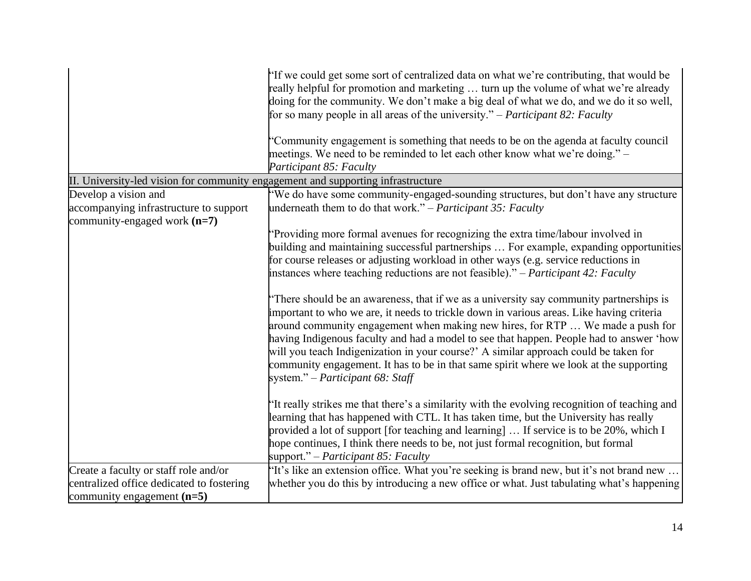| | |
|---|---|
| | "If we could get some sort of centralized data on what we're contributing, that would be really helpful for promotion and marketing … turn up the volume of what we're already doing for the community. We don't make a big deal of what we do, and we do it so well, for so many people in all areas of the university." – *Participant 82: Faculty*<br><br>"Community engagement is something that needs to be on the agenda at faculty council meetings. We need to be reminded to let each other know what we're doing." – *Participant 85: Faculty* |
| II. University-led vision for community engagement and supporting infrastructure | |
| Develop a vision and accompanying infrastructure to support community-engaged work **(n=7)** | "We do have some community-engaged-sounding structures, but don't have any structure underneath them to do that work." – *Participant 35: Faculty*<br><br>"Providing more formal avenues for recognizing the extra time/labour involved in building and maintaining successful partnerships … For example, expanding opportunities for course releases or adjusting workload in other ways (e.g. service reductions in instances where teaching reductions are not feasible)." – *Participant 42: Faculty*<br><br>"There should be an awareness, that if we as a university say community partnerships is important to who we are, it needs to trickle down in various areas. Like having criteria around community engagement when making new hires, for RTP … We made a push for having Indigenous faculty and had a model to see that happen. People had to answer 'how will you teach Indigenization in your course?' A similar approach could be taken for community engagement. It has to be in that same spirit where we look at the supporting system." – *Participant 68: Staff*<br><br>"It really strikes me that there's a similarity with the evolving recognition of teaching and learning that has happened with CTL. It has taken time, but the University has really provided a lot of support [for teaching and learning] … If service is to be 20%, which I hope continues, I think there needs to be, not just formal recognition, but formal support." – *Participant 85: Faculty* |
| Create a faculty or staff role and/or centralized office dedicated to fostering community engagement **(n=5)** | "It's like an extension office. What you're seeking is brand new, but it's not brand new … whether you do this by introducing a new office or what. Just tabulating what's happening |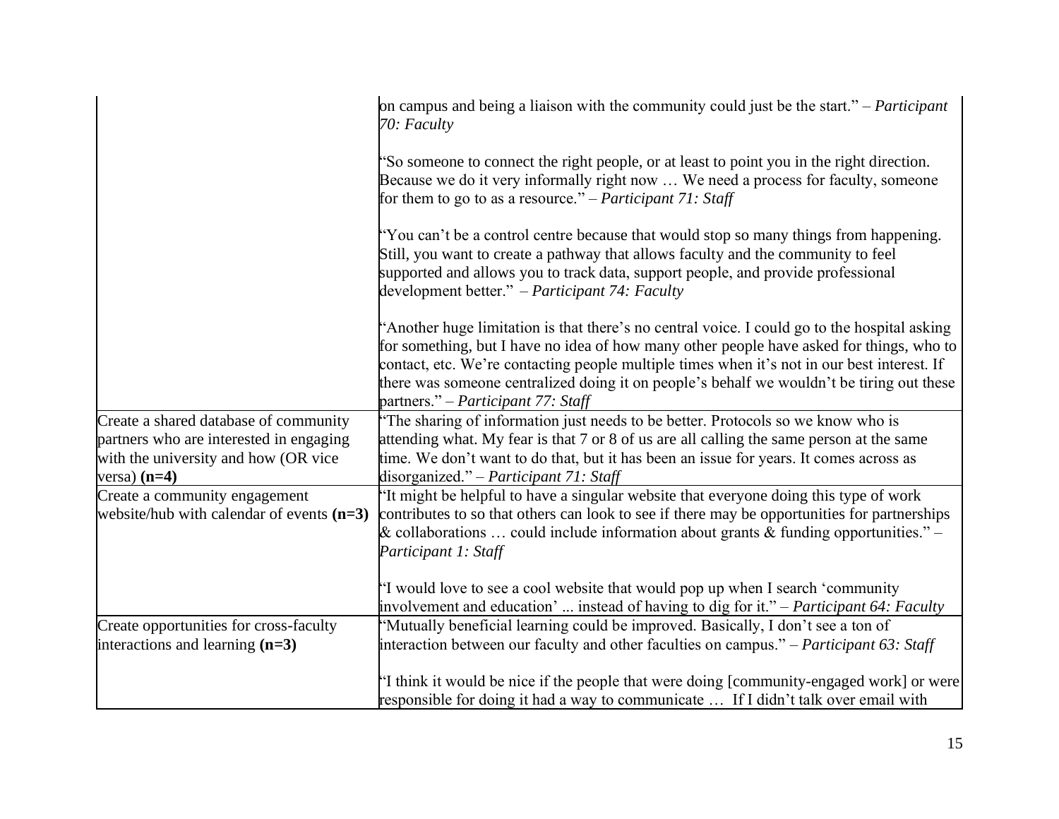| | |
|---|---|
| | on campus and being a liaison with the community could just be the start." – *Participant 70: Faculty*<br><br>"So someone to connect the right people, or at least to point you in the right direction. Because we do it very informally right now … We need a process for faculty, someone for them to go to as a resource." – *Participant 71: Staff*<br><br>"You can't be a control centre because that would stop so many things from happening. Still, you want to create a pathway that allows faculty and the community to feel supported and allows you to track data, support people, and provide professional development better." – *Participant 74: Faculty*<br><br>"Another huge limitation is that there's no central voice. I could go to the hospital asking for something, but I have no idea of how many other people have asked for things, who to contact, etc. We're contacting people multiple times when it's not in our best interest. If there was someone centralized doing it on people's behalf we wouldn't be tiring out these partners." – *Participant 77: Staff* |
| Create a shared database of community partners who are interested in engaging with the university and how (OR vice versa) **(n=4)** | "The sharing of information just needs to be better. Protocols so we know who is attending what. My fear is that 7 or 8 of us are all calling the same person at the same time. We don't want to do that, but it has been an issue for years. It comes across as disorganized." – *Participant 71: Staff* |
| Create a community engagement website/hub with calendar of events **(n=3)** | "It might be helpful to have a singular website that everyone doing this type of work contributes to so that others can look to see if there may be opportunities for partnerships & collaborations … could include information about grants & funding opportunities." – *Participant 1: Staff*<br><br>"I would love to see a cool website that would pop up when I search 'community involvement and education' ... instead of having to dig for it." – *Participant 64: Faculty* |
| Create opportunities for cross-faculty interactions and learning **(n=3)** | "Mutually beneficial learning could be improved. Basically, I don't see a ton of interaction between our faculty and other faculties on campus." – *Participant 63: Staff*<br><br>"I think it would be nice if the people that were doing [community-engaged work] or were responsible for doing it had a way to communicate … If I didn't talk over email with |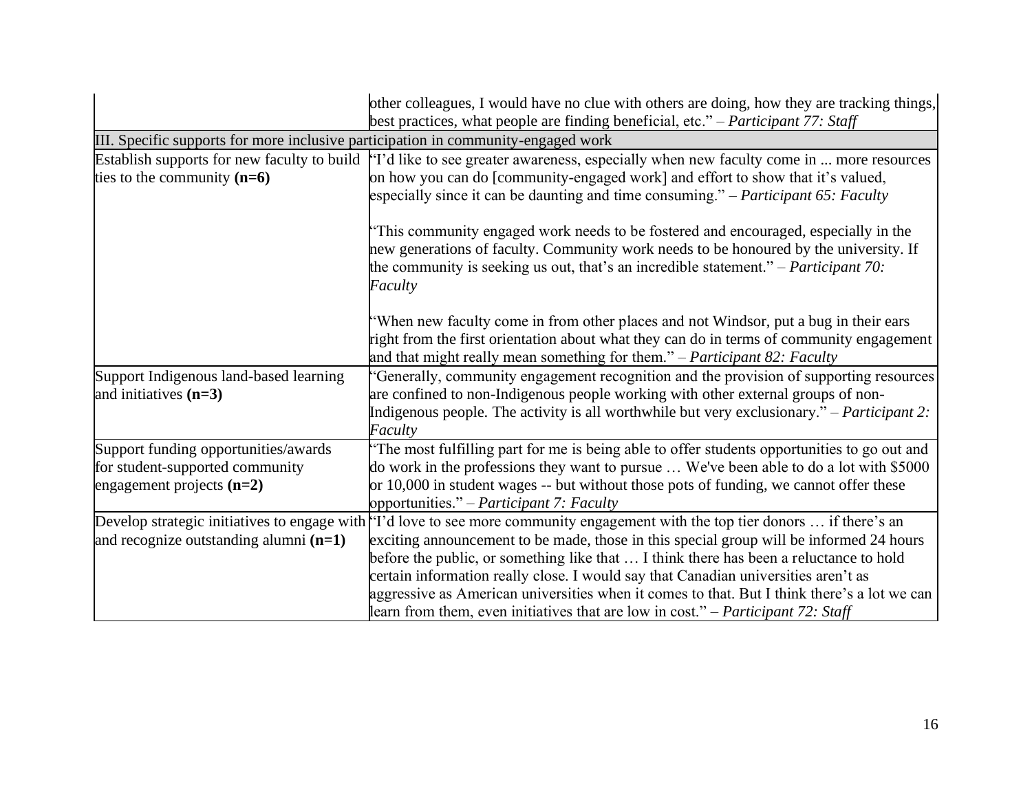| | |
|---|---|
| | other colleagues, I would have no clue with others are doing, how they are tracking things, best practices, what people are finding beneficial, etc." – *Participant 77: Staff* |
| III. Specific supports for more inclusive participation in community-engaged work | |
| Establish supports for new faculty to build ties to the community **(n=6)** | "I'd like to see greater awareness, especially when new faculty come in ... more resources on how you can do [community-engaged work] and effort to show that it's valued, especially since it can be daunting and time consuming." – *Participant 65: Faculty*<br><br>"This community engaged work needs to be fostered and encouraged, especially in the new generations of faculty. Community work needs to be honoured by the university. If the community is seeking us out, that's an incredible statement." – *Participant 70: Faculty*<br><br>"When new faculty come in from other places and not Windsor, put a bug in their ears right from the first orientation about what they can do in terms of community engagement and that might really mean something for them." – *Participant 82: Faculty* |
| Support Indigenous land-based learning and initiatives **(n=3)** | "Generally, community engagement recognition and the provision of supporting resources are confined to non-Indigenous people working with other external groups of non-Indigenous people. The activity is all worthwhile but very exclusionary." – *Participant 2: Faculty* |
| Support funding opportunities/awards for student-supported community engagement projects **(n=2)** | "The most fulfilling part for me is being able to offer students opportunities to go out and do work in the professions they want to pursue … We've been able to do a lot with $5000 or 10,000 in student wages -- but without those pots of funding, we cannot offer these opportunities." – *Participant 7: Faculty* |
| Develop strategic initiatives to engage with and recognize outstanding alumni **(n=1)** | "I'd love to see more community engagement with the top tier donors … if there's an exciting announcement to be made, those in this special group will be informed 24 hours before the public, or something like that … I think there has been a reluctance to hold certain information really close. I would say that Canadian universities aren't as aggressive as American universities when it comes to that. But I think there's a lot we can learn from them, even initiatives that are low in cost." – *Participant 72: Staff* |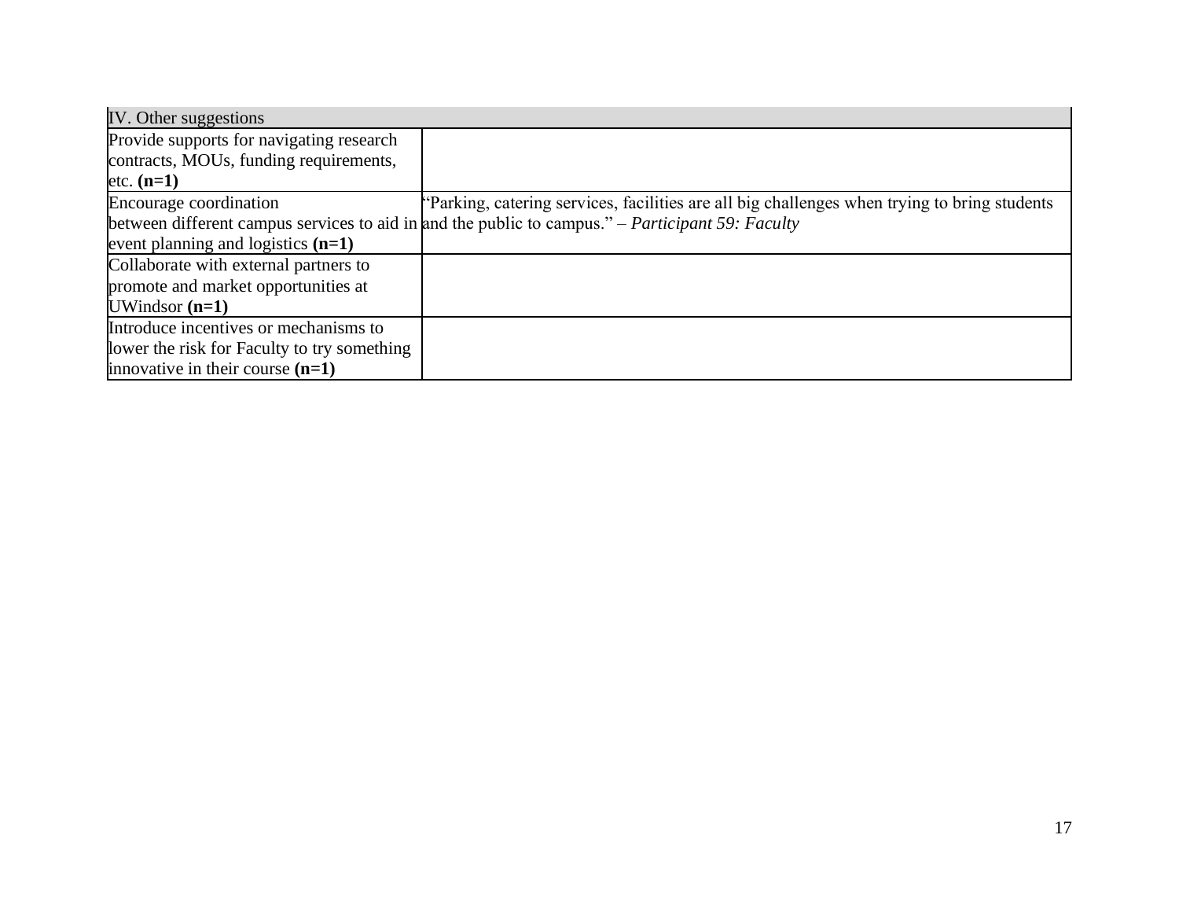| IV. Other suggestions | |
|---|---|
| Provide supports for navigating research contracts, MOUs, funding requirements, etc. **(n=1)** | |
| Encourage coordination between different campus services to aid in event planning and logistics **(n=1)** | "Parking, catering services, facilities are all big challenges when trying to bring students and the public to campus." – *Participant 59: Faculty* |
| Collaborate with external partners to promote and market opportunities at UWindsor **(n=1)** | |
| Introduce incentives or mechanisms to lower the risk for Faculty to try something innovative in their course **(n=1)** | |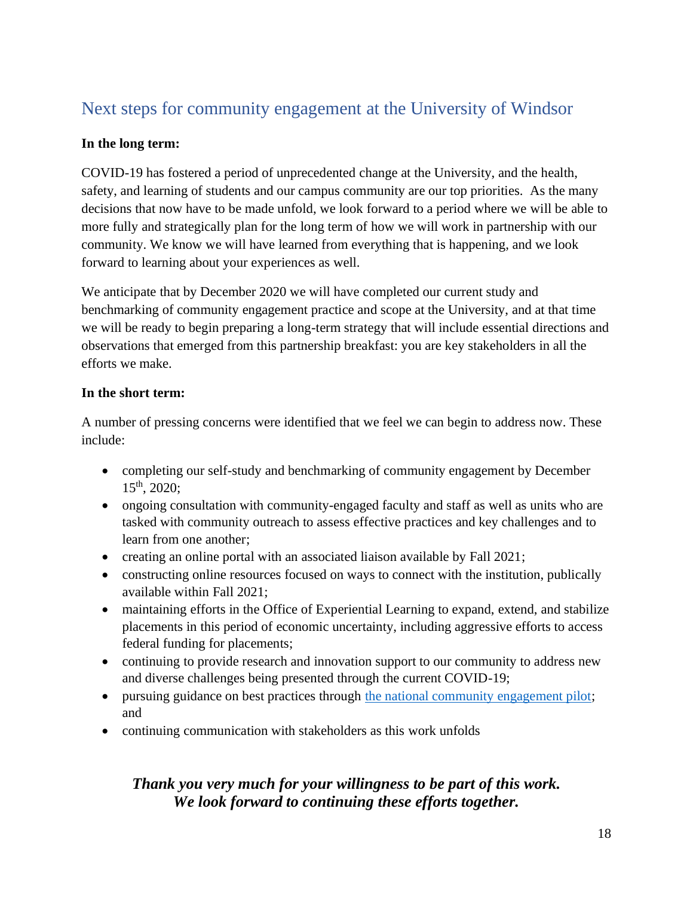## Next steps for community engagement at the University of Windsor

**In the long term:**

COVID-19 has fostered a period of unprecedented change at the University, and the health, safety, and learning of students and our campus community are our top priorities. As the many decisions that now have to be made unfold, we look forward to a period where we will be able to more fully and strategically plan for the long term of how we will work in partnership with our community. We know we will have learned from everything that is happening, and we look forward to learning about your experiences as well.

We anticipate that by December 2020 we will have completed our current study and benchmarking of community engagement practice and scope at the University, and at that time we will be ready to begin preparing a long-term strategy that will include essential directions and observations that emerged from this partnership breakfast: you are key stakeholders in all the efforts we make.

**In the short term:**

A number of pressing concerns were identified that we feel we can begin to address now. These include:

- completing our self-study and benchmarking of community engagement by December 15th, 2020;
- ongoing consultation with community-engaged faculty and staff as well as units who are tasked with community outreach to assess effective practices and key challenges and to learn from one another;
- creating an online portal with an associated liaison available by Fall 2021;
- constructing online resources focused on ways to connect with the institution, publically available within Fall 2021;
- maintaining efforts in the Office of Experiential Learning to expand, extend, and stabilize placements in this period of economic uncertainty, including aggressive efforts to access federal funding for placements;
- continuing to provide research and innovation support to our community to address new and diverse challenges being presented through the current COVID-19;
- pursuing guidance on best practices through the national community engagement pilot; and
- continuing communication with stakeholders as this work unfolds

***Thank you very much for your willingness to be part of this work. We look forward to continuing these efforts together.***